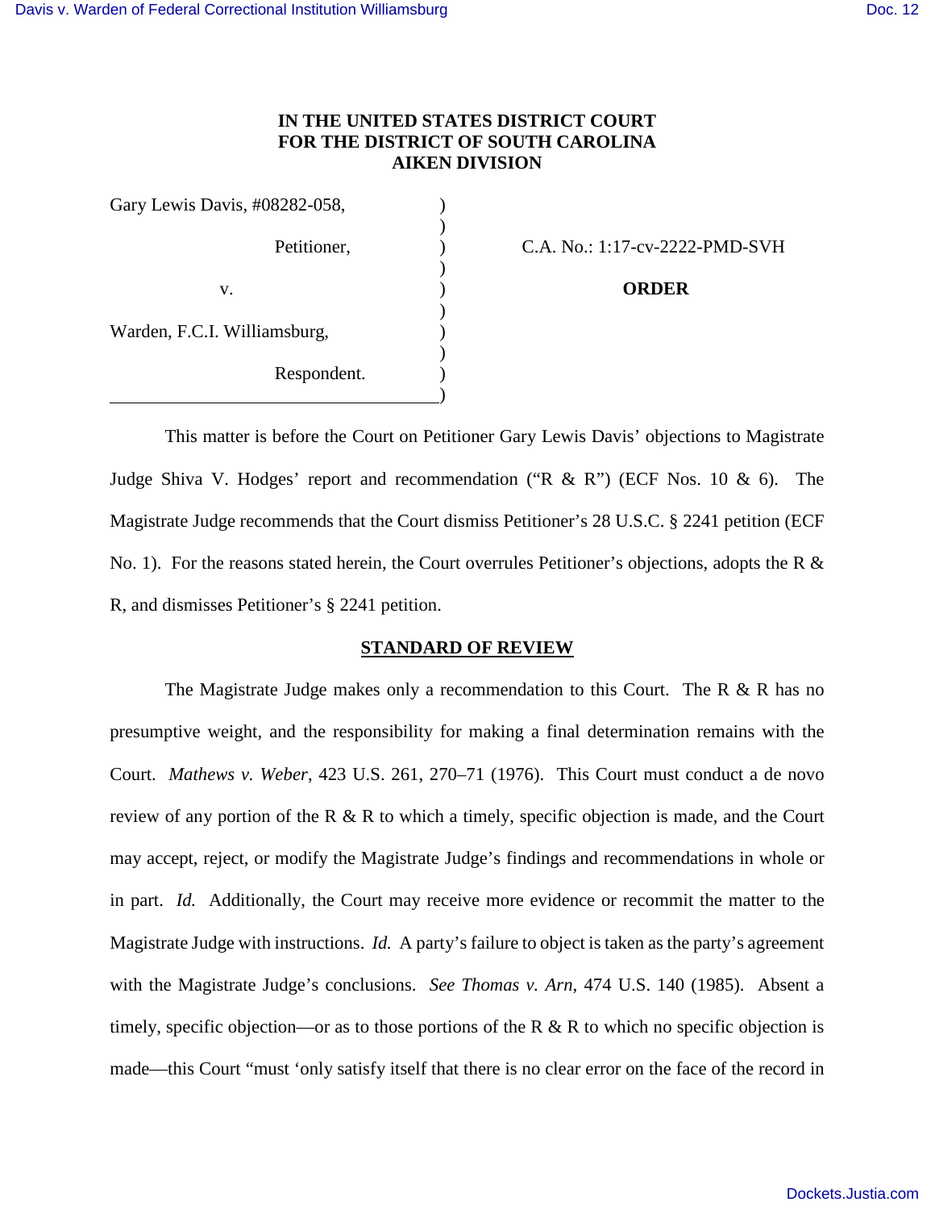**IN THE UNITED STATES DISTRICT COURT**
**FOR THE DISTRICT OF SOUTH CAROLINA**
**AIKEN DIVISION**

Gary Lewis Davis, #08282-058,

Petitioner,

v.

Warden, F.C.I. Williamsburg,

Respondent.

C.A. No.: 1:17-cv-2222-PMD-SVH

**ORDER**

This matter is before the Court on Petitioner Gary Lewis Davis' objections to Magistrate Judge Shiva V. Hodges' report and recommendation ("R & R") (ECF Nos. 10 & 6). The Magistrate Judge recommends that the Court dismiss Petitioner's 28 U.S.C. § 2241 petition (ECF No. 1). For the reasons stated herein, the Court overrules Petitioner's objections, adopts the R & R, and dismisses Petitioner's § 2241 petition.

**STANDARD OF REVIEW**

The Magistrate Judge makes only a recommendation to this Court. The R & R has no presumptive weight, and the responsibility for making a final determination remains with the Court. *Mathews v. Weber*, 423 U.S. 261, 270–71 (1976). This Court must conduct a de novo review of any portion of the R & R to which a timely, specific objection is made, and the Court may accept, reject, or modify the Magistrate Judge's findings and recommendations in whole or in part. *Id.* Additionally, the Court may receive more evidence or recommit the matter to the Magistrate Judge with instructions. *Id.* A party's failure to object is taken as the party's agreement with the Magistrate Judge's conclusions. *See Thomas v. Arn*, 474 U.S. 140 (1985). Absent a timely, specific objection—or as to those portions of the R & R to which no specific objection is made—this Court "must 'only satisfy itself that there is no clear error on the face of the record in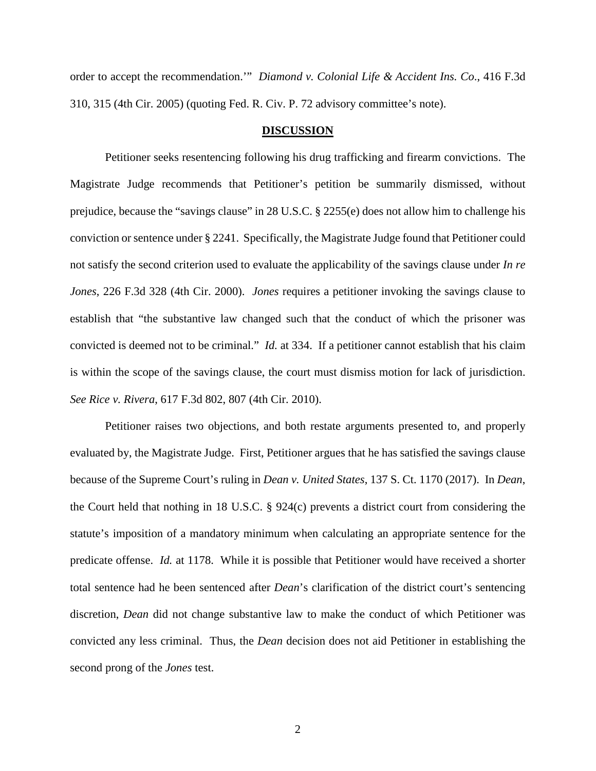order to accept the recommendation.'" *Diamond v. Colonial Life & Accident Ins. Co*., 416 F.3d 310, 315 (4th Cir. 2005) (quoting Fed. R. Civ. P. 72 advisory committee's note).

## **DISCUSSION**

Petitioner seeks resentencing following his drug trafficking and firearm convictions. The Magistrate Judge recommends that Petitioner's petition be summarily dismissed, without prejudice, because the "savings clause" in 28 U.S.C. § 2255(e) does not allow him to challenge his conviction or sentence under § 2241. Specifically, the Magistrate Judge found that Petitioner could not satisfy the second criterion used to evaluate the applicability of the savings clause under *In re Jones*, 226 F.3d 328 (4th Cir. 2000). *Jones* requires a petitioner invoking the savings clause to establish that "the substantive law changed such that the conduct of which the prisoner was convicted is deemed not to be criminal." *Id.* at 334. If a petitioner cannot establish that his claim is within the scope of the savings clause, the court must dismiss motion for lack of jurisdiction. *See Rice v. Rivera*, 617 F.3d 802, 807 (4th Cir. 2010).

Petitioner raises two objections, and both restate arguments presented to, and properly evaluated by, the Magistrate Judge. First, Petitioner argues that he has satisfied the savings clause because of the Supreme Court's ruling in *Dean v. United States*, 137 S. Ct. 1170 (2017). In *Dean*, the Court held that nothing in 18 U.S.C. § 924(c) prevents a district court from considering the statute's imposition of a mandatory minimum when calculating an appropriate sentence for the predicate offense. *Id.* at 1178. While it is possible that Petitioner would have received a shorter total sentence had he been sentenced after *Dean*'s clarification of the district court's sentencing discretion, *Dean* did not change substantive law to make the conduct of which Petitioner was convicted any less criminal. Thus, the *Dean* decision does not aid Petitioner in establishing the second prong of the *Jones* test.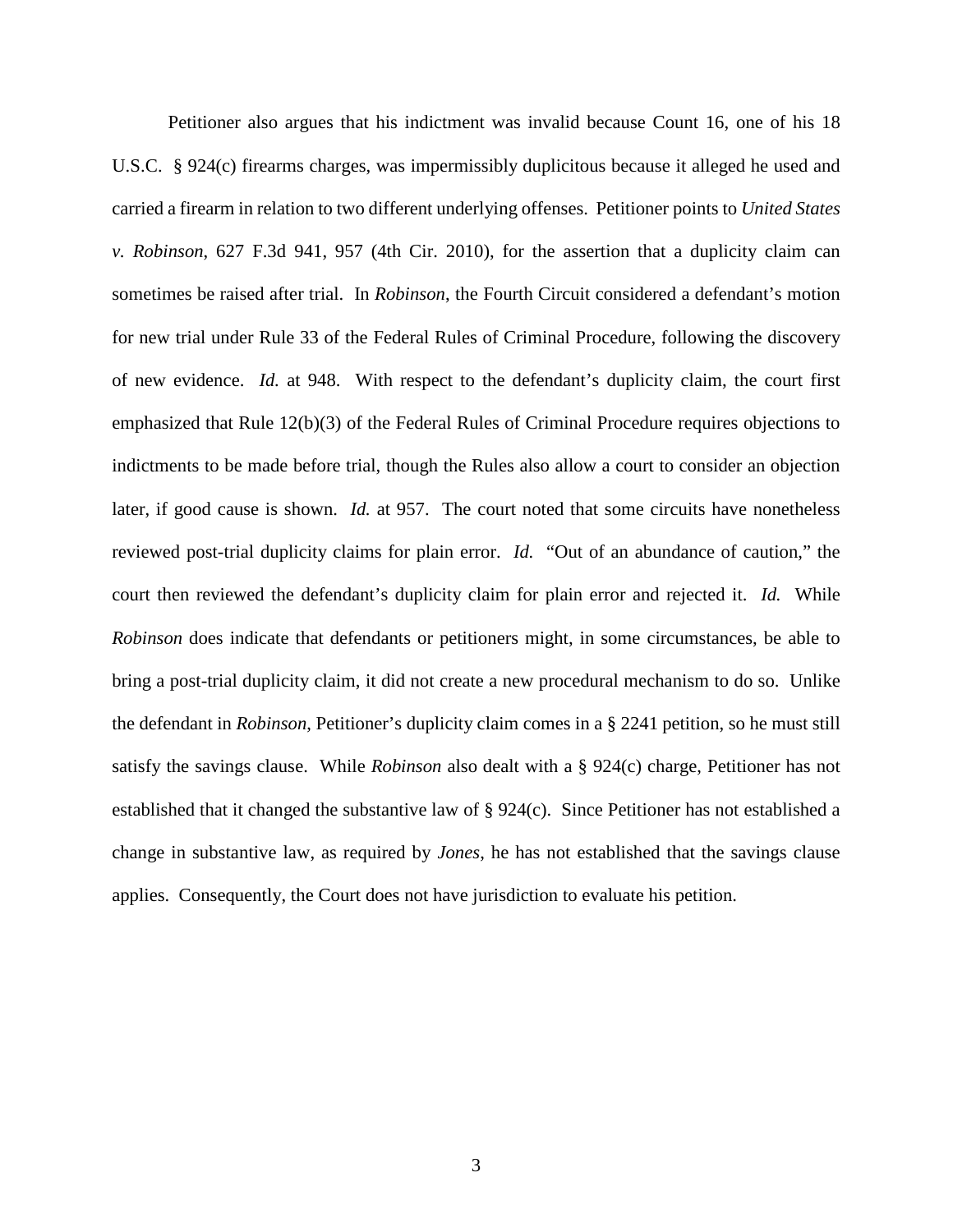Petitioner also argues that his indictment was invalid because Count 16, one of his 18 U.S.C. § 924(c) firearms charges, was impermissibly duplicitous because it alleged he used and carried a firearm in relation to two different underlying offenses. Petitioner points to *United States v. Robinson*, 627 F.3d 941, 957 (4th Cir. 2010), for the assertion that a duplicity claim can sometimes be raised after trial. In *Robinson*, the Fourth Circuit considered a defendant's motion for new trial under Rule 33 of the Federal Rules of Criminal Procedure, following the discovery of new evidence. *Id.* at 948. With respect to the defendant's duplicity claim, the court first emphasized that Rule 12(b)(3) of the Federal Rules of Criminal Procedure requires objections to indictments to be made before trial, though the Rules also allow a court to consider an objection later, if good cause is shown. *Id.* at 957. The court noted that some circuits have nonetheless reviewed post-trial duplicity claims for plain error. *Id.* "Out of an abundance of caution," the court then reviewed the defendant's duplicity claim for plain error and rejected it. *Id.* While *Robinson* does indicate that defendants or petitioners might, in some circumstances, be able to bring a post-trial duplicity claim, it did not create a new procedural mechanism to do so. Unlike the defendant in *Robinson*, Petitioner's duplicity claim comes in a § 2241 petition, so he must still satisfy the savings clause. While *Robinson* also dealt with a § 924(c) charge, Petitioner has not established that it changed the substantive law of § 924(c). Since Petitioner has not established a change in substantive law, as required by *Jones*, he has not established that the savings clause applies. Consequently, the Court does not have jurisdiction to evaluate his petition.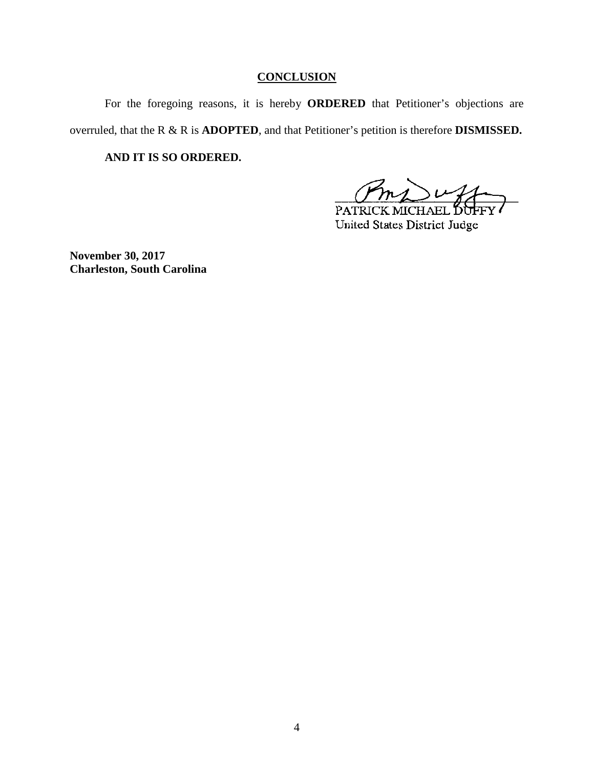## CONCLUSION

For the foregoing reasons, it is hereby **ORDERED** that Petitioner's objections are overruled, that the R & R is **ADOPTED**, and that Petitioner's petition is therefore **DISMISSED.**

**AND IT IS SO ORDERED.**

PATRICK MICHAEL DUFFY
United States District Judge

**November 30, 2017**
**Charleston, South Carolina**